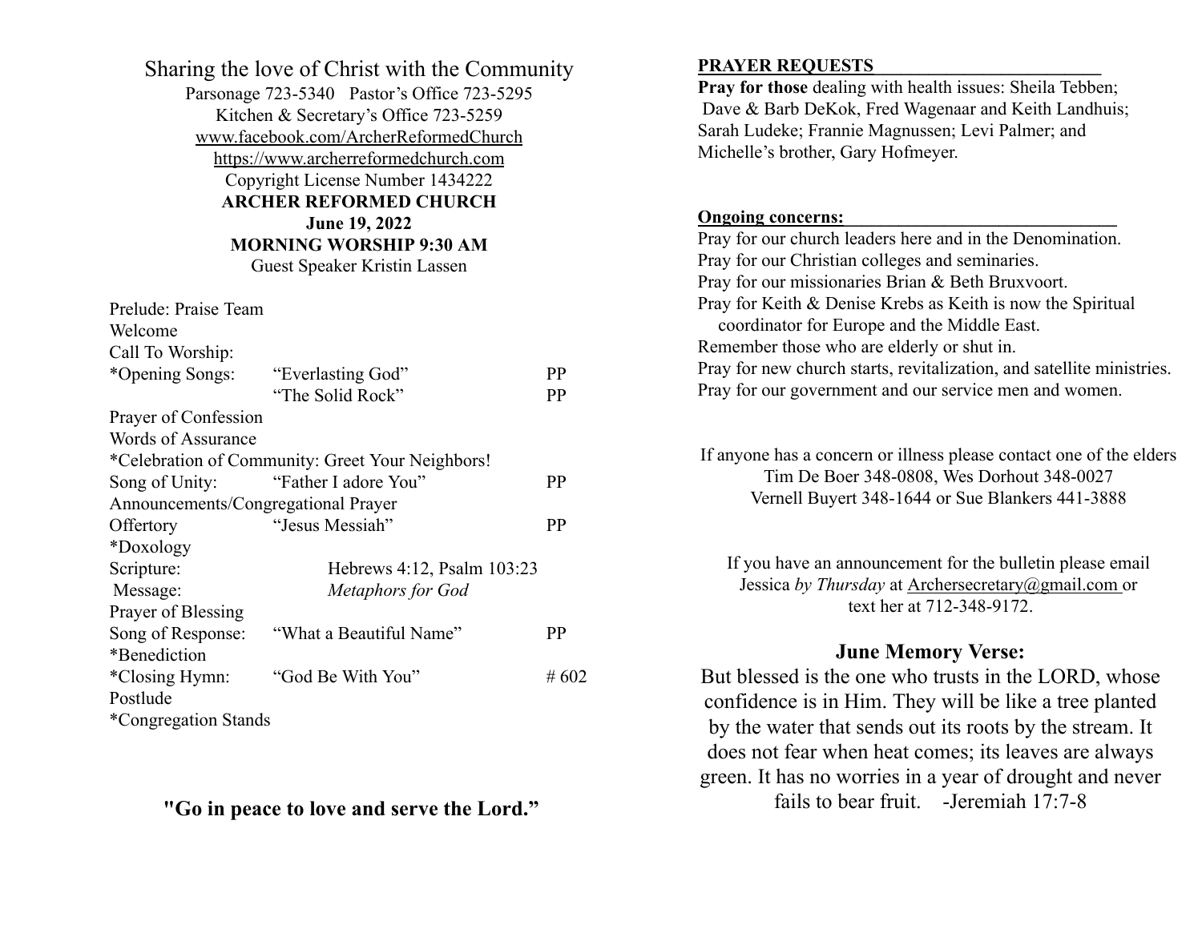Sharing the love of Christ with the Community

Parsonage 723-5340   Pastor's Office 723-5295

Kitchen & Secretary's Office 723-5259

www.facebook.com/ArcherReformedChurch

https://www.archerreformedchurch.com

Copyright License Number 1434222

**ARCHER REFORMED CHURCH**

**June 19, 2022**

**MORNING WORSHIP 9:30 AM**

Guest Speaker Kristin Lassen

| | | |
|---|---|---|
| Prelude: Praise Team | | |
| Welcome | | |
| Call To Worship: | | |
| *Opening Songs: | "Everlasting God" | PP |
| | "The Solid Rock" | PP |
| Prayer of Confession | | |
| Words of Assurance | | |
| *Celebration of Community: Greet Your Neighbors! | | |
| Song of Unity: | "Father I adore You" | PP |
| Announcements/Congregational Prayer | | |
| Offertory | "Jesus Messiah" | PP |
| *Doxology | | |
| Scripture: | Hebrews 4:12, Psalm 103:23 | |
| Message: | *Metaphors for God* | |
| Prayer of Blessing | | |
| Song of Response: | "What a Beautiful Name" | PP |
| *Benediction | | |
| *Closing Hymn: | "God Be With You" | # 602 |
| Postlude | | |
| *Congregation Stands | | |

**"Go in peace to love and serve the Lord."**

**PRAYER REQUESTS**

**Pray for those** dealing with health issues: Sheila Tebben; Dave & Barb DeKok, Fred Wagenaar and Keith Landhuis; Sarah Ludeke; Frannie Magnussen; Levi Palmer; and Michelle's brother, Gary Hofmeyer.

**Ongoing concerns:**

Pray for our church leaders here and in the Denomination.
Pray for our Christian colleges and seminaries.
Pray for our missionaries Brian & Beth Bruxvoort.
Pray for Keith & Denise Krebs as Keith is now the Spiritual coordinator for Europe and the Middle East.
Remember those who are elderly or shut in.
Pray for new church starts, revitalization, and satellite ministries.
Pray for our government and our service men and women.

If anyone has a concern or illness please contact one of the elders Tim De Boer 348-0808, Wes Dorhout 348-0027 Vernell Buyert 348-1644 or Sue Blankers 441-3888

If you have an announcement for the bulletin please email Jessica *by Thursday* at Archersecretary@gmail.com or text her at 712-348-9172.

**June Memory Verse:**

But blessed is the one who trusts in the LORD, whose confidence is in Him. They will be like a tree planted by the water that sends out its roots by the stream. It does not fear when heat comes; its leaves are always green. It has no worries in a year of drought and never fails to bear fruit.    -Jeremiah 17:7-8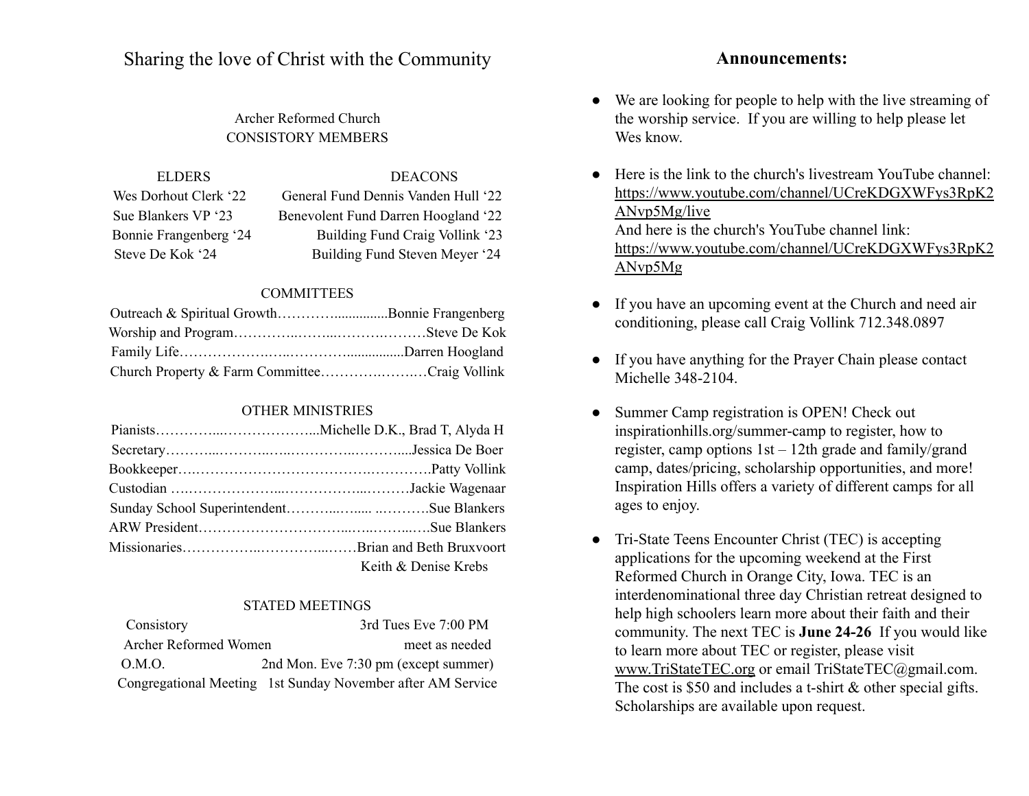# Sharing the love of Christ with the Community

## Archer Reformed Church
## CONSISTORY MEMBERS

| ELDERS | DEACONS |
|---|---|
| Wes Dorhout Clerk '22 | General Fund Dennis Vanden Hull '22 |
| Sue Blankers VP '23 | Benevolent Fund Darren Hoogland '22 |
| Bonnie Frangenberg '24 | Building Fund Craig Vollink '23 |
| Steve De Kok '24 | Building Fund Steven Meyer '24 |

### COMMITTEES

Outreach & Spiritual Growth…………...............Bonnie Frangenberg
Worship and Program…………..……...……….………Steve De Kok
Family Life………………….…..…………................Darren Hoogland
Church Property & Farm Committee……….……..…Craig Vollink

### OTHER MINISTRIES

Pianists…………...………………...Michelle D.K., Brad T, Alyda H
Secretary………...………..…..…………..……….....Jessica De Boer
Bookkeeper….………………………………….………….Patty Vollink
Custodian ….………………...……………...……….Jackie Wagenaar
Sunday School Superintendent………...….... ..……….Sue Blankers
ARW President…………………………...….……...….Sue Blankers
Missionaries……………..…………...……Brian and Beth Bruxvoort
Keith & Denise Krebs

### STATED MEETINGS

| | |
|---|---|
| Consistory | 3rd Tues Eve 7:00 PM |
| Archer Reformed Women | meet as needed |
| O.M.O. | 2nd Mon. Eve 7:30 pm (except summer) |
| Congregational Meeting | 1st Sunday November after AM Service |

# Announcements:

- We are looking for people to help with the live streaming of the worship service. If you are willing to help please let Wes know.

- Here is the link to the church's livestream YouTube channel: https://www.youtube.com/channel/UCreKDGXWFys3RpK2ANvp5Mg/live
  And here is the church's YouTube channel link: https://www.youtube.com/channel/UCreKDGXWFys3RpK2ANvp5Mg

- If you have an upcoming event at the Church and need air conditioning, please call Craig Vollink 712.348.0897

- If you have anything for the Prayer Chain please contact Michelle 348-2104.

- Summer Camp registration is OPEN! Check out inspirationhills.org/summer-camp to register, how to register, camp options 1st – 12th grade and family/grand camp, dates/pricing, scholarship opportunities, and more! Inspiration Hills offers a variety of different camps for all ages to enjoy.

- Tri-State Teens Encounter Christ (TEC) is accepting applications for the upcoming weekend at the First Reformed Church in Orange City, Iowa. TEC is an interdenominational three day Christian retreat designed to help high schoolers learn more about their faith and their community. The next TEC is **June 24-26** If you would like to learn more about TEC or register, please visit www.TriStateTEC.org or email TriStateTEC@gmail.com. The cost is $50 and includes a t-shirt & other special gifts. Scholarships are available upon request.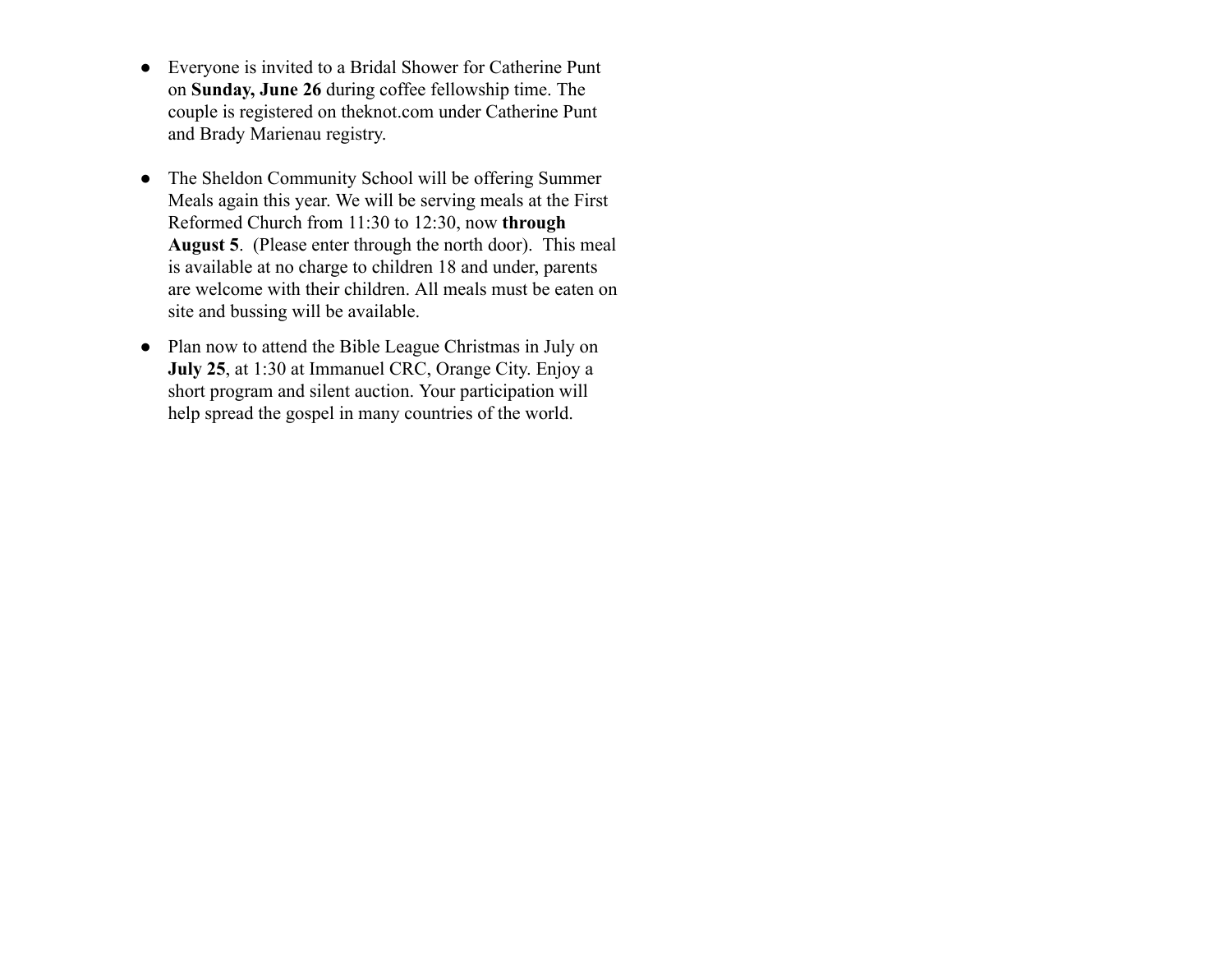- Everyone is invited to a Bridal Shower for Catherine Punt on **Sunday, June 26** during coffee fellowship time. The couple is registered on theknot.com under Catherine Punt and Brady Marienau registry.

- The Sheldon Community School will be offering Summer Meals again this year. We will be serving meals at the First Reformed Church from 11:30 to 12:30, now **through August 5**. (Please enter through the north door). This meal is available at no charge to children 18 and under, parents are welcome with their children. All meals must be eaten on site and bussing will be available.

- Plan now to attend the Bible League Christmas in July on **July 25**, at 1:30 at Immanuel CRC, Orange City. Enjoy a short program and silent auction. Your participation will help spread the gospel in many countries of the world.